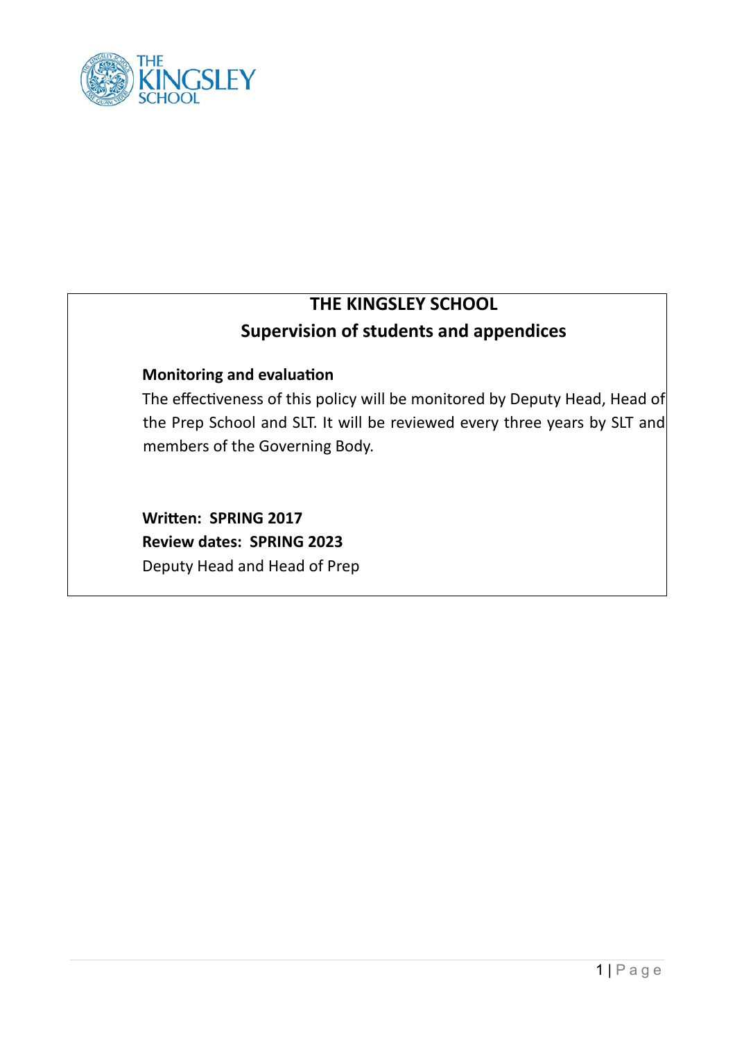# THE KINGSLEY SCHOOL

## Supervision of students and appendices

**Monitoring and evaluation**

The effectiveness of this policy will be monitored by Deputy Head, Head of the Prep School and SLT. It will be reviewed every three years by SLT and members of the Governing Body.

**Written: SPRING 2017**

**Review dates: SPRING 2023**

Deputy Head and Head of Prep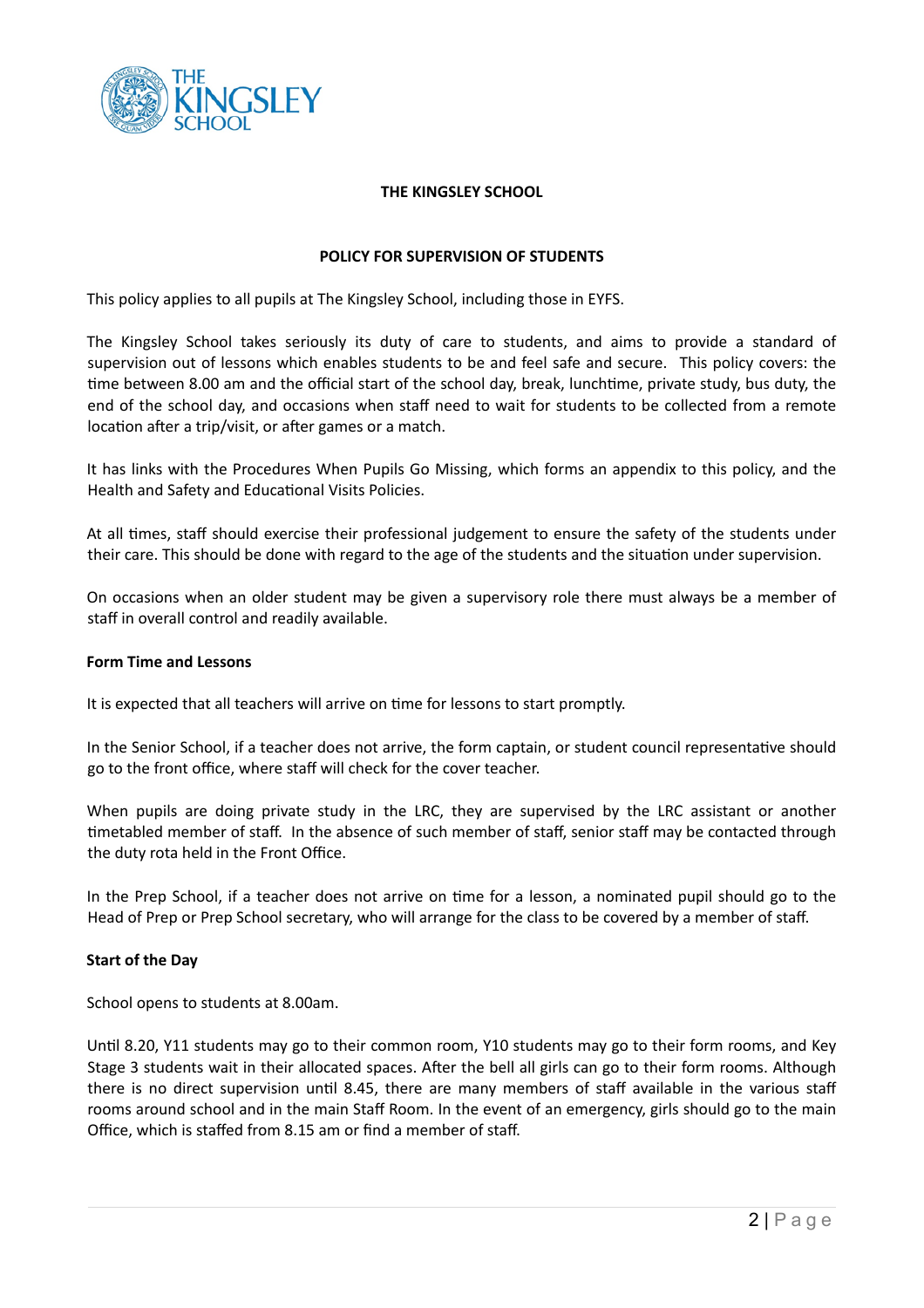# THE KINGSLEY SCHOOL

## POLICY FOR SUPERVISION OF STUDENTS

This policy applies to all pupils at The Kingsley School, including those in EYFS.

The Kingsley School takes seriously its duty of care to students, and aims to provide a standard of supervision out of lessons which enables students to be and feel safe and secure. This policy covers: the time between 8.00 am and the official start of the school day, break, lunchtime, private study, bus duty, the end of the school day, and occasions when staff need to wait for students to be collected from a remote location after a trip/visit, or after games or a match.

It has links with the Procedures When Pupils Go Missing, which forms an appendix to this policy, and the Health and Safety and Educational Visits Policies.

At all times, staff should exercise their professional judgement to ensure the safety of the students under their care. This should be done with regard to the age of the students and the situation under supervision.

On occasions when an older student may be given a supervisory role there must always be a member of staff in overall control and readily available.

**Form Time and Lessons**

It is expected that all teachers will arrive on time for lessons to start promptly.

In the Senior School, if a teacher does not arrive, the form captain, or student council representative should go to the front office, where staff will check for the cover teacher.

When pupils are doing private study in the LRC, they are supervised by the LRC assistant or another timetabled member of staff. In the absence of such member of staff, senior staff may be contacted through the duty rota held in the Front Office.

In the Prep School, if a teacher does not arrive on time for a lesson, a nominated pupil should go to the Head of Prep or Prep School secretary, who will arrange for the class to be covered by a member of staff.

**Start of the Day**

School opens to students at 8.00am.

Until 8.20, Y11 students may go to their common room, Y10 students may go to their form rooms, and Key Stage 3 students wait in their allocated spaces. After the bell all girls can go to their form rooms. Although there is no direct supervision until 8.45, there are many members of staff available in the various staff rooms around school and in the main Staff Room. In the event of an emergency, girls should go to the main Office, which is staffed from 8.15 am or find a member of staff.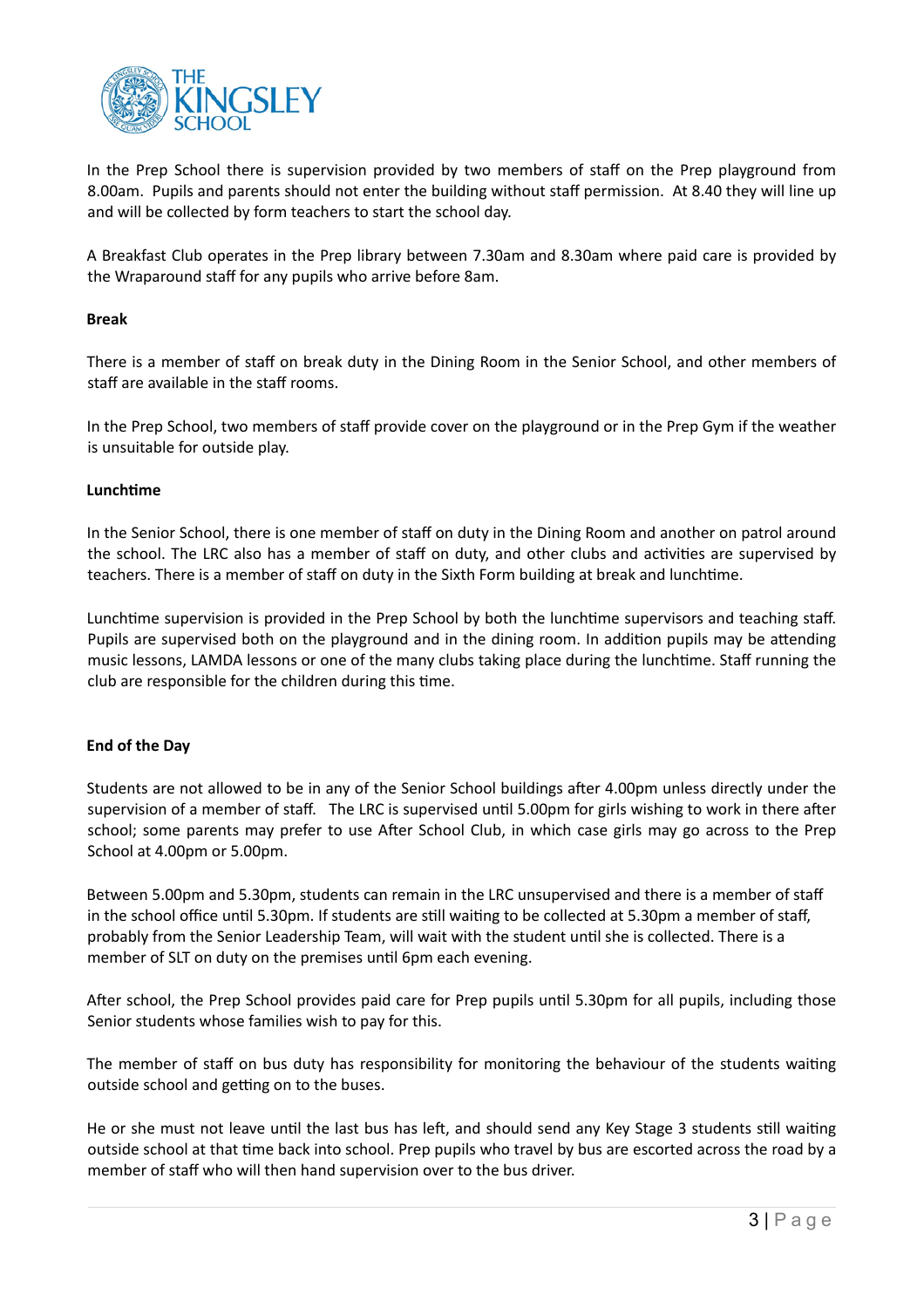In the Prep School there is supervision provided by two members of staff on the Prep playground from 8.00am. Pupils and parents should not enter the building without staff permission. At 8.40 they will line up and will be collected by form teachers to start the school day.

A Breakfast Club operates in the Prep library between 7.30am and 8.30am where paid care is provided by the Wraparound staff for any pupils who arrive before 8am.

**Break**

There is a member of staff on break duty in the Dining Room in the Senior School, and other members of staff are available in the staff rooms.

In the Prep School, two members of staff provide cover on the playground or in the Prep Gym if the weather is unsuitable for outside play.

**Lunchtime**

In the Senior School, there is one member of staff on duty in the Dining Room and another on patrol around the school. The LRC also has a member of staff on duty, and other clubs and activities are supervised by teachers. There is a member of staff on duty in the Sixth Form building at break and lunchtime.

Lunchtime supervision is provided in the Prep School by both the lunchtime supervisors and teaching staff. Pupils are supervised both on the playground and in the dining room. In addition pupils may be attending music lessons, LAMDA lessons or one of the many clubs taking place during the lunchtime. Staff running the club are responsible for the children during this time.

**End of the Day**

Students are not allowed to be in any of the Senior School buildings after 4.00pm unless directly under the supervision of a member of staff. The LRC is supervised until 5.00pm for girls wishing to work in there after school; some parents may prefer to use After School Club, in which case girls may go across to the Prep School at 4.00pm or 5.00pm.

Between 5.00pm and 5.30pm, students can remain in the LRC unsupervised and there is a member of staff in the school office until 5.30pm. If students are still waiting to be collected at 5.30pm a member of staff, probably from the Senior Leadership Team, will wait with the student until she is collected. There is a member of SLT on duty on the premises until 6pm each evening.

After school, the Prep School provides paid care for Prep pupils until 5.30pm for all pupils, including those Senior students whose families wish to pay for this.

The member of staff on bus duty has responsibility for monitoring the behaviour of the students waiting outside school and getting on to the buses.

He or she must not leave until the last bus has left, and should send any Key Stage 3 students still waiting outside school at that time back into school. Prep pupils who travel by bus are escorted across the road by a member of staff who will then hand supervision over to the bus driver.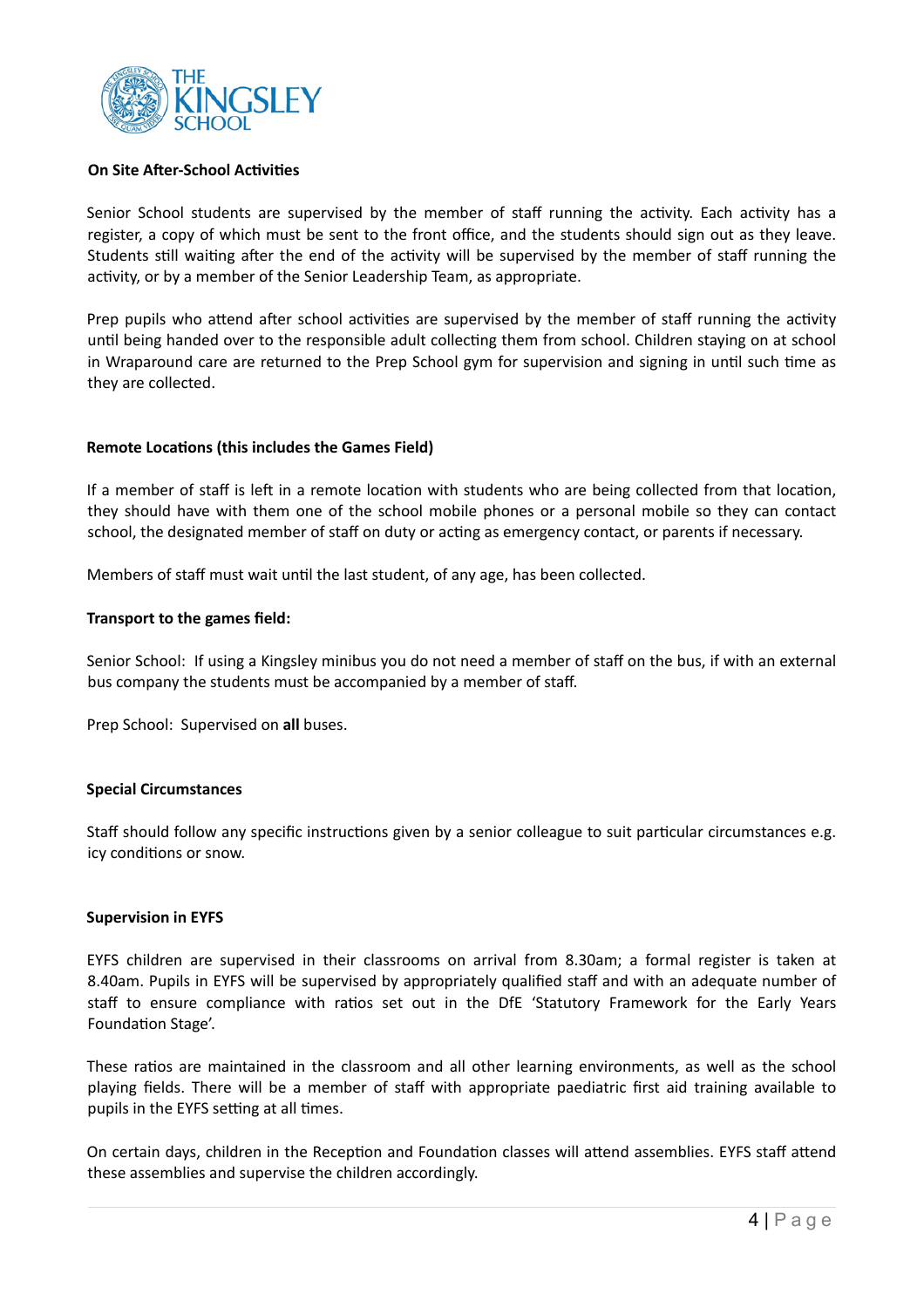**On Site After-School Activities**

Senior School students are supervised by the member of staff running the activity. Each activity has a register, a copy of which must be sent to the front office, and the students should sign out as they leave. Students still waiting after the end of the activity will be supervised by the member of staff running the activity, or by a member of the Senior Leadership Team, as appropriate.

Prep pupils who attend after school activities are supervised by the member of staff running the activity until being handed over to the responsible adult collecting them from school. Children staying on at school in Wraparound care are returned to the Prep School gym for supervision and signing in until such time as they are collected.

**Remote Locations (this includes the Games Field)**

If a member of staff is left in a remote location with students who are being collected from that location, they should have with them one of the school mobile phones or a personal mobile so they can contact school, the designated member of staff on duty or acting as emergency contact, or parents if necessary.

Members of staff must wait until the last student, of any age, has been collected.

**Transport to the games field:**

Senior School: If using a Kingsley minibus you do not need a member of staff on the bus, if with an external bus company the students must be accompanied by a member of staff.

Prep School: Supervised on **all** buses.

**Special Circumstances**

Staff should follow any specific instructions given by a senior colleague to suit particular circumstances e.g. icy conditions or snow.

**Supervision in EYFS**

EYFS children are supervised in their classrooms on arrival from 8.30am; a formal register is taken at 8.40am. Pupils in EYFS will be supervised by appropriately qualified staff and with an adequate number of staff to ensure compliance with ratios set out in the DfE 'Statutory Framework for the Early Years Foundation Stage'.

These ratios are maintained in the classroom and all other learning environments, as well as the school playing fields. There will be a member of staff with appropriate paediatric first aid training available to pupils in the EYFS setting at all times.

On certain days, children in the Reception and Foundation classes will attend assemblies. EYFS staff attend these assemblies and supervise the children accordingly.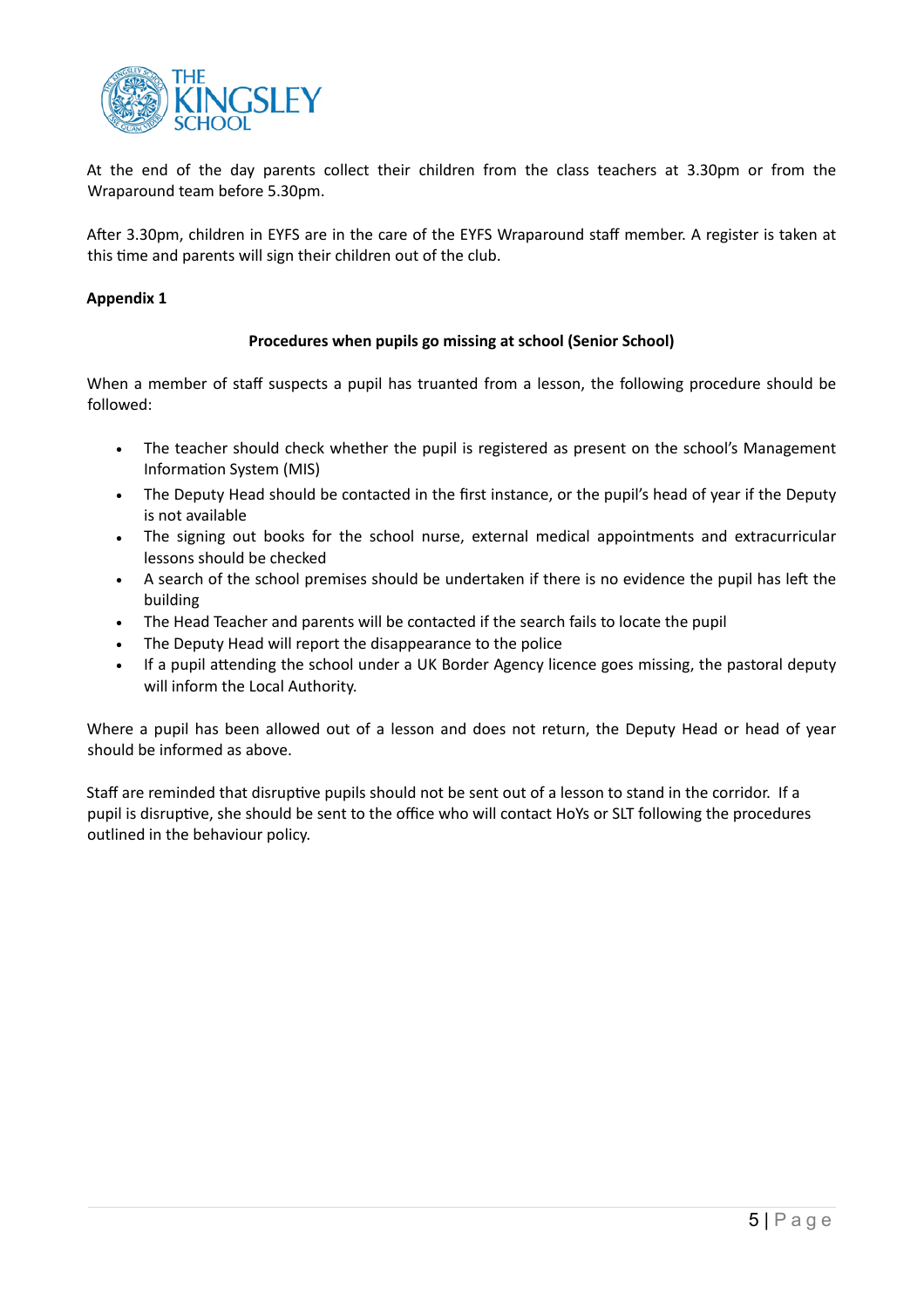At the end of the day parents collect their children from the class teachers at 3.30pm or from the Wraparound team before 5.30pm.

After 3.30pm, children in EYFS are in the care of the EYFS Wraparound staff member. A register is taken at this time and parents will sign their children out of the club.

**Appendix 1**

**Procedures when pupils go missing at school (Senior School)**

When a member of staff suspects a pupil has truanted from a lesson, the following procedure should be followed:

- The teacher should check whether the pupil is registered as present on the school's Management Information System (MIS)
- The Deputy Head should be contacted in the first instance, or the pupil's head of year if the Deputy is not available
- The signing out books for the school nurse, external medical appointments and extracurricular lessons should be checked
- A search of the school premises should be undertaken if there is no evidence the pupil has left the building
- The Head Teacher and parents will be contacted if the search fails to locate the pupil
- The Deputy Head will report the disappearance to the police
- If a pupil attending the school under a UK Border Agency licence goes missing, the pastoral deputy will inform the Local Authority.

Where a pupil has been allowed out of a lesson and does not return, the Deputy Head or head of year should be informed as above.

Staff are reminded that disruptive pupils should not be sent out of a lesson to stand in the corridor. If a pupil is disruptive, she should be sent to the office who will contact HoYs or SLT following the procedures outlined in the behaviour policy.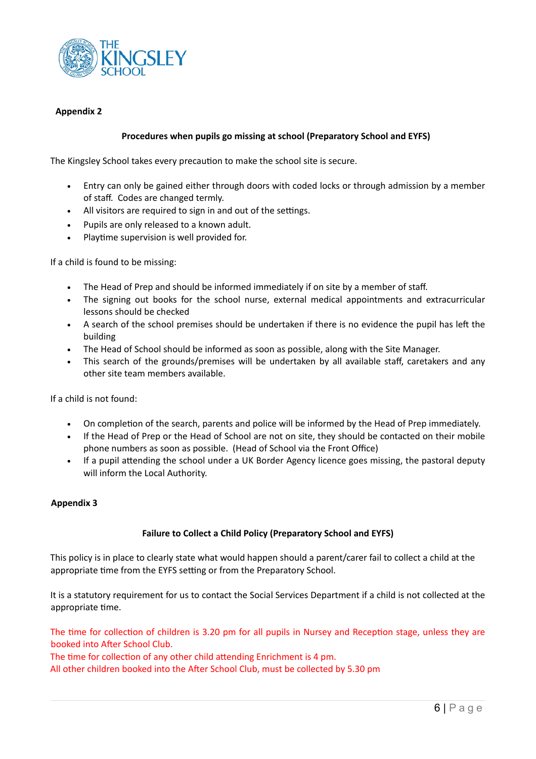**Appendix 2**

**Procedures when pupils go missing at school (Preparatory School and EYFS)**

The Kingsley School takes every precaution to make the school site is secure.

- Entry can only be gained either through doors with coded locks or through admission by a member of staff. Codes are changed termly.
- All visitors are required to sign in and out of the settings.
- Pupils are only released to a known adult.
- Playtime supervision is well provided for.

If a child is found to be missing:

- The Head of Prep and should be informed immediately if on site by a member of staff.
- The signing out books for the school nurse, external medical appointments and extracurricular lessons should be checked
- A search of the school premises should be undertaken if there is no evidence the pupil has left the building
- The Head of School should be informed as soon as possible, along with the Site Manager.
- This search of the grounds/premises will be undertaken by all available staff, caretakers and any other site team members available.

If a child is not found:

- On completion of the search, parents and police will be informed by the Head of Prep immediately.
- If the Head of Prep or the Head of School are not on site, they should be contacted on their mobile phone numbers as soon as possible. (Head of School via the Front Office)
- If a pupil attending the school under a UK Border Agency licence goes missing, the pastoral deputy will inform the Local Authority.

**Appendix 3**

**Failure to Collect a Child Policy (Preparatory School and EYFS)**

This policy is in place to clearly state what would happen should a parent/carer fail to collect a child at the appropriate time from the EYFS setting or from the Preparatory School.

It is a statutory requirement for us to contact the Social Services Department if a child is not collected at the appropriate time.

The time for collection of children is 3.20 pm for all pupils in Nursey and Reception stage, unless they are booked into After School Club.
The time for collection of any other child attending Enrichment is 4 pm.
All other children booked into the After School Club, must be collected by 5.30 pm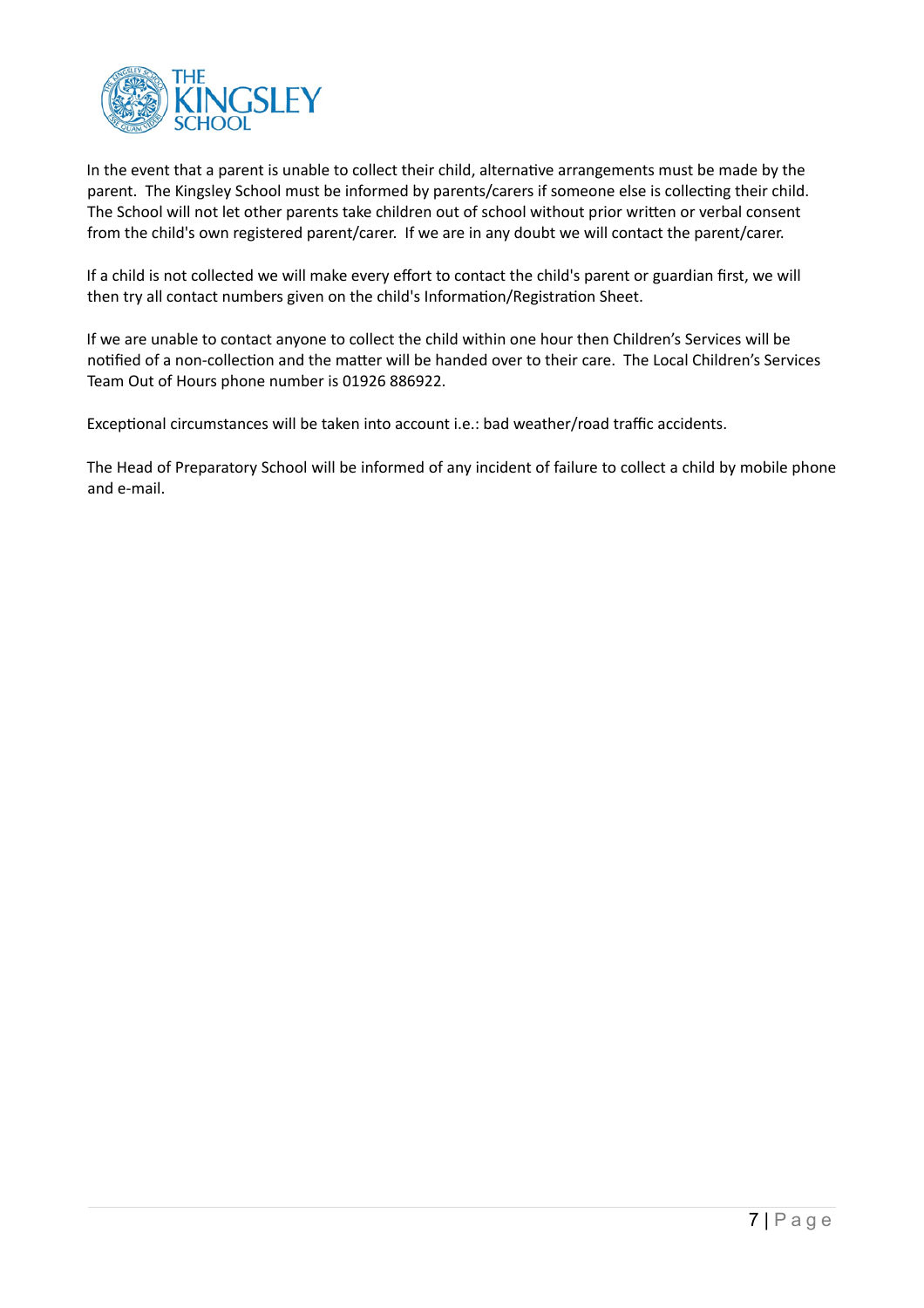In the event that a parent is unable to collect their child, alternative arrangements must be made by the parent. The Kingsley School must be informed by parents/carers if someone else is collecting their child. The School will not let other parents take children out of school without prior written or verbal consent from the child's own registered parent/carer. If we are in any doubt we will contact the parent/carer.

If a child is not collected we will make every effort to contact the child's parent or guardian first, we will then try all contact numbers given on the child's Information/Registration Sheet.

If we are unable to contact anyone to collect the child within one hour then Children's Services will be notified of a non-collection and the matter will be handed over to their care. The Local Children's Services Team Out of Hours phone number is 01926 886922.

Exceptional circumstances will be taken into account i.e.: bad weather/road traffic accidents.

The Head of Preparatory School will be informed of any incident of failure to collect a child by mobile phone and e-mail.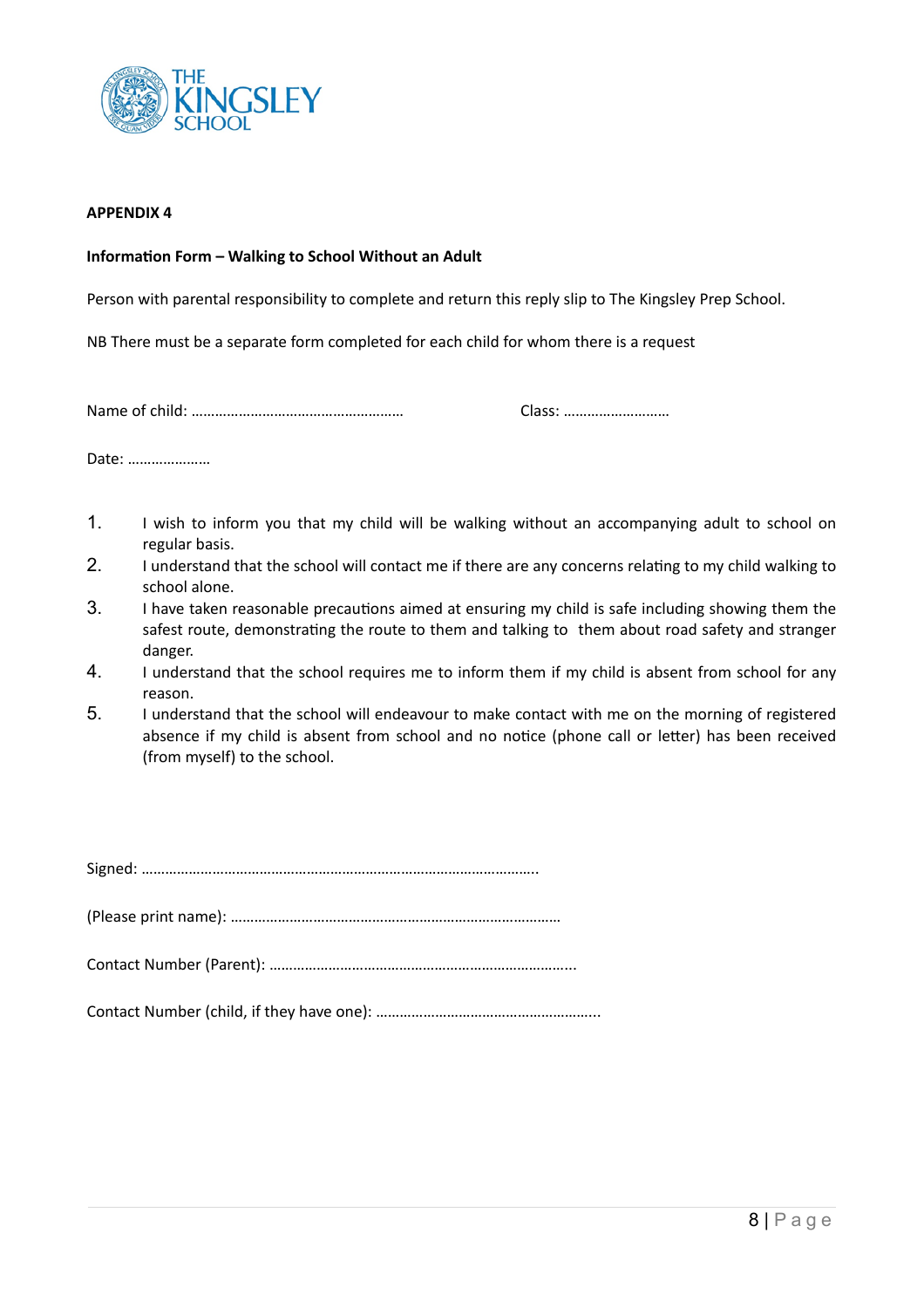**APPENDIX 4**

**Information Form – Walking to School Without an Adult**

Person with parental responsibility to complete and return this reply slip to The Kingsley Prep School.

NB There must be a separate form completed for each child for whom there is a request

Name of child: ……………………………………………… Class: ………………………

Date: …………………

1. I wish to inform you that my child will be walking without an accompanying adult to school on regular basis.
2. I understand that the school will contact me if there are any concerns relating to my child walking to school alone.
3. I have taken reasonable precautions aimed at ensuring my child is safe including showing them the safest route, demonstrating the route to them and talking to them about road safety and stranger danger.
4. I understand that the school requires me to inform them if my child is absent from school for any reason.
5. I understand that the school will endeavour to make contact with me on the morning of registered absence if my child is absent from school and no notice (phone call or letter) has been received (from myself) to the school.

Signed: ……………………………………………………………………………………….

(Please print name): …………………………………………………………………………

Contact Number (Parent): …………………………………………………………………..

Contact Number (child, if they have one): ………………………………………………..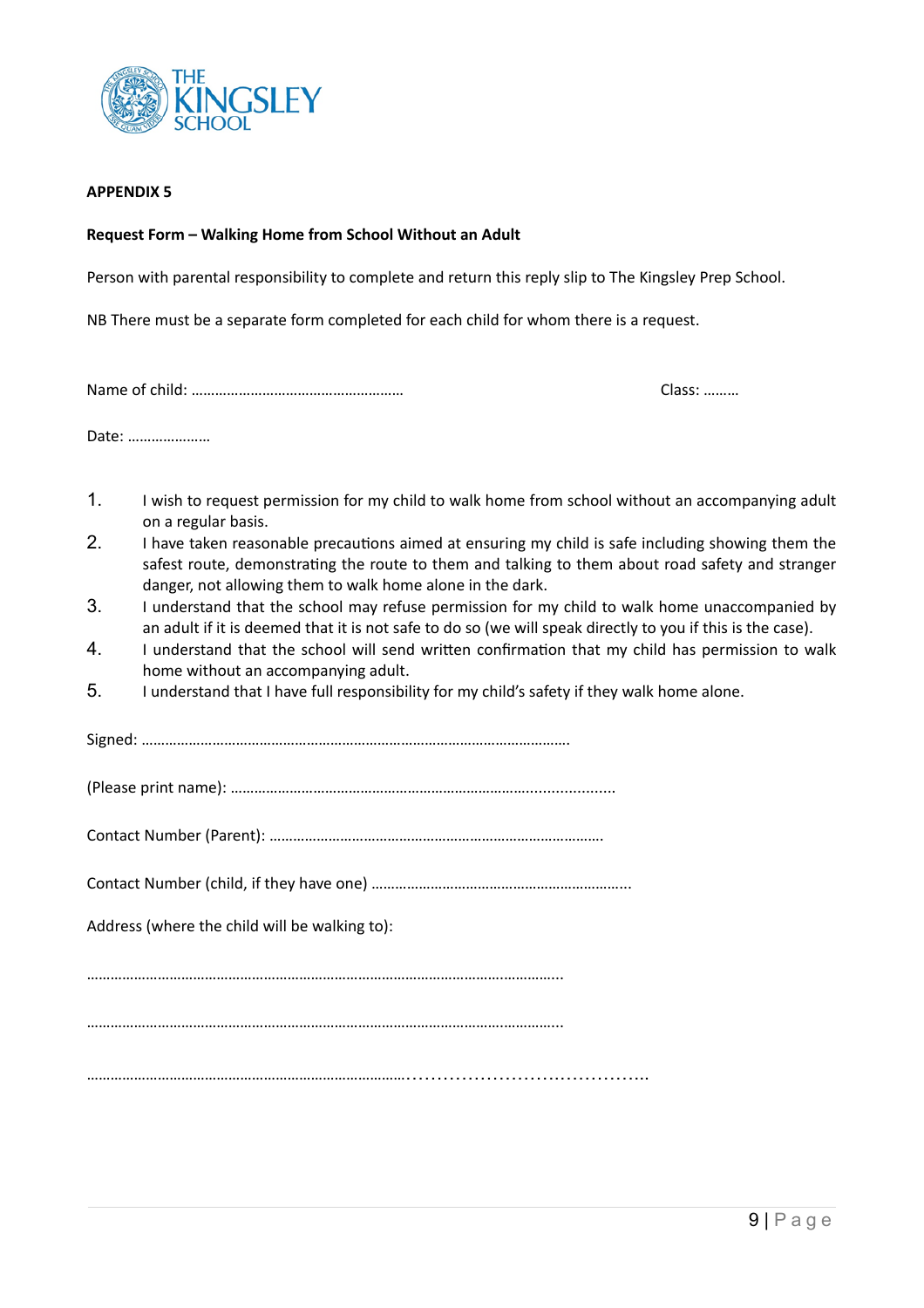**APPENDIX 5**

**Request Form – Walking Home from School Without an Adult**

Person with parental responsibility to complete and return this reply slip to The Kingsley Prep School.

NB There must be a separate form completed for each child for whom there is a request.

Name of child: ……………………………………………… Class: ………

Date: …………………

1. I wish to request permission for my child to walk home from school without an accompanying adult on a regular basis.
2. I have taken reasonable precautions aimed at ensuring my child is safe including showing them the safest route, demonstrating the route to them and talking to them about road safety and stranger danger, not allowing them to walk home alone in the dark.
3. I understand that the school may refuse permission for my child to walk home unaccompanied by an adult if it is deemed that it is not safe to do so (we will speak directly to you if this is the case).
4. I understand that the school will send written confirmation that my child has permission to walk home without an accompanying adult.
5. I understand that I have full responsibility for my child's safety if they walk home alone.

Signed: ……………………………………………………………………………………………….

(Please print name): …………………………………………………………………..................

Contact Number (Parent): ………………………………………………………………………….

Contact Number (child, if they have one) ………………………………………………………..

Address (where the child will be walking to):

………………………………………………………………………………………………………..

………………………………………………………………………………………………………..

……………………………………………………………………..…………………………………..